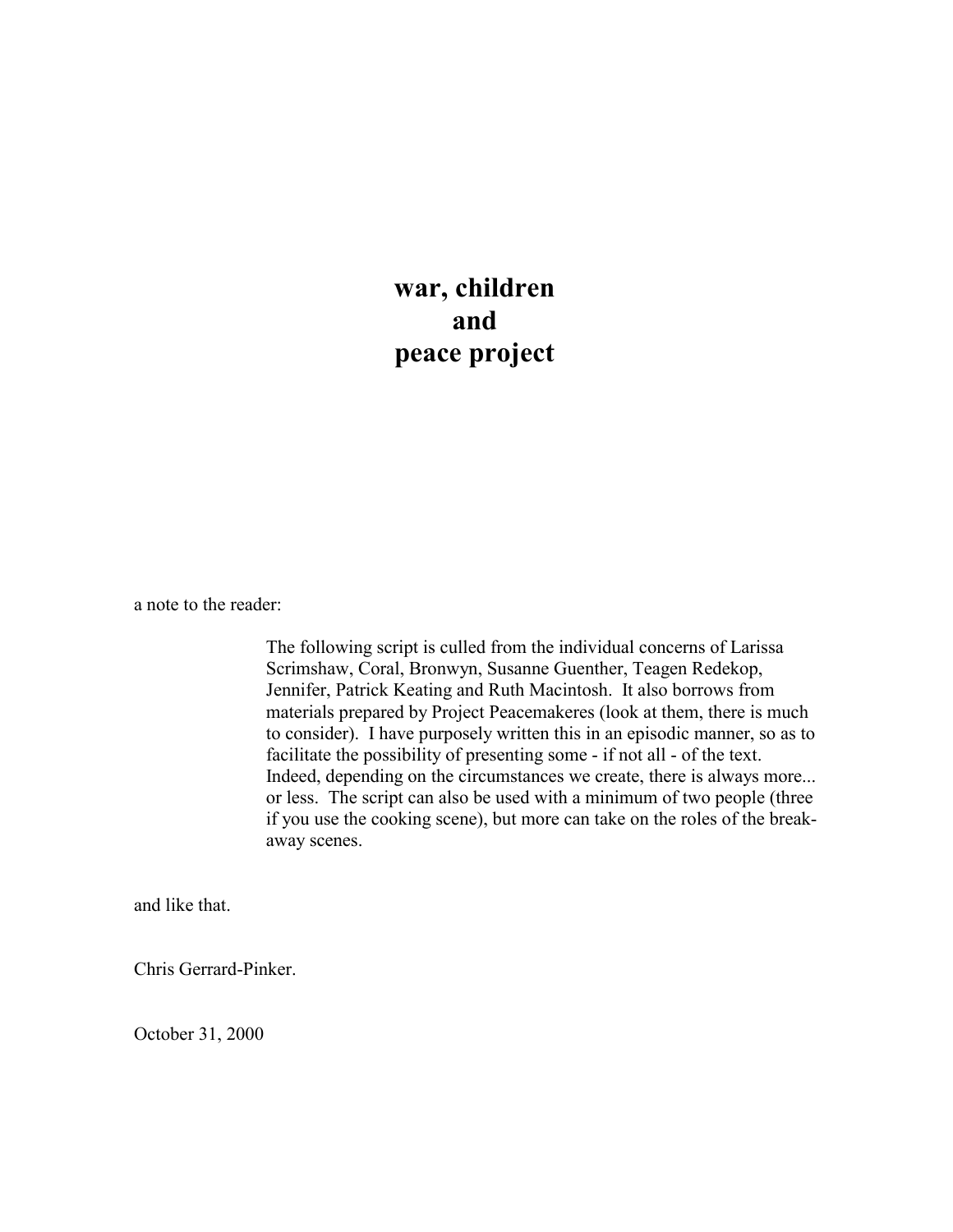# war, children and peace project

a note to the reader:

> The following script is culled from the individual concerns of Larissa Scrimshaw, Coral, Bronwyn, Susanne Guenther, Teagen Redekop, Jennifer, Patrick Keating and Ruth Macintosh. It also borrows from materials prepared by Project Peacemakeres (look at them, there is much to consider). I have purposely written this in an episodic manner, so as to facilitate the possibility of presenting some - if not all - of the text. Indeed, depending on the circumstances we create, there is always more... or less. The script can also be used with a minimum of two people (three if you use the cooking scene), but more can take on the roles of the break-away scenes.

and like that.

Chris Gerrard-Pinker.

October 31, 2000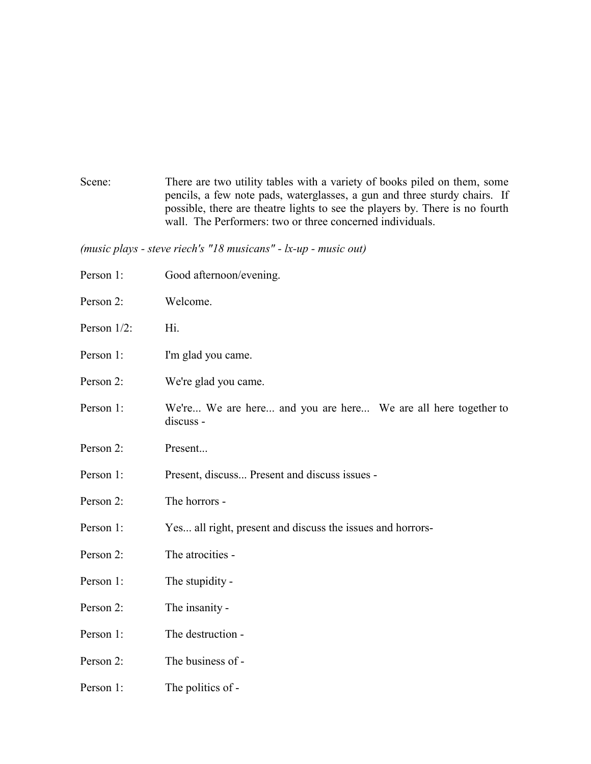Scene: There are two utility tables with a variety of books piled on them, some pencils, a few note pads, waterglasses, a gun and three sturdy chairs. If possible, there are theatre lights to see the players by. There is no fourth wall. The Performers: two or three concerned individuals.

*(music plays - steve riech's "18 musicans" - lx-up - music out)*

Person 1: Good afternoon/evening.

Person 2: Welcome.

Person 1/2: Hi.

Person 1: I'm glad you came.

Person 2: We're glad you came.

Person 1: We're... We are here... and you are here... We are all here together to discuss -

Person 2: Present...

Person 1: Present, discuss... Present and discuss issues -

Person 2: The horrors -

Person 1: Yes... all right, present and discuss the issues and horrors-

Person 2: The atrocities -

Person 1: The stupidity -

Person 2: The insanity -

Person 1: The destruction -

Person 2: The business of -

Person 1: The politics of -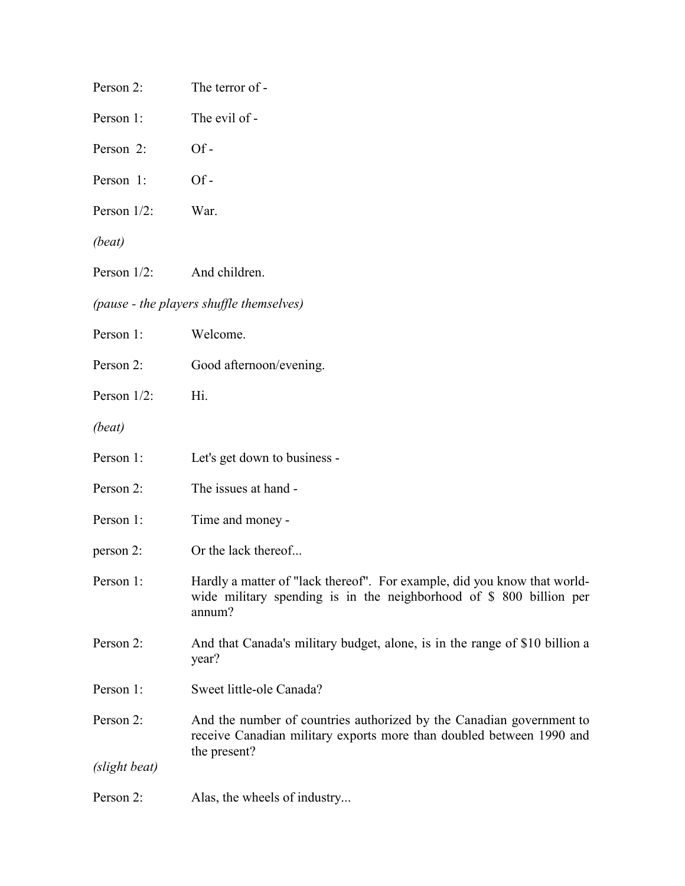Person 2: The terror of -

Person 1: The evil of -

Person 2: Of -

Person 1: Of -

Person 1/2: War.

*(beat)*

Person 1/2: And children.

*(pause - the players shuffle themselves)*

Person 1: Welcome.

Person 2: Good afternoon/evening.

Person 1/2: Hi.

*(beat)*

Person 1: Let's get down to business -

Person 2: The issues at hand -

Person 1: Time and money -

person 2: Or the lack thereof...

Person 1: Hardly a matter of "lack thereof". For example, did you know that world-wide military spending is in the neighborhood of $ 800 billion per annum?

Person 2: And that Canada's military budget, alone, is in the range of $10 billion a year?

Person 1: Sweet little-ole Canada?

Person 2: And the number of countries authorized by the Canadian government to receive Canadian military exports more than doubled between 1990 and the present?

*(slight beat)*

Person 2: Alas, the wheels of industry...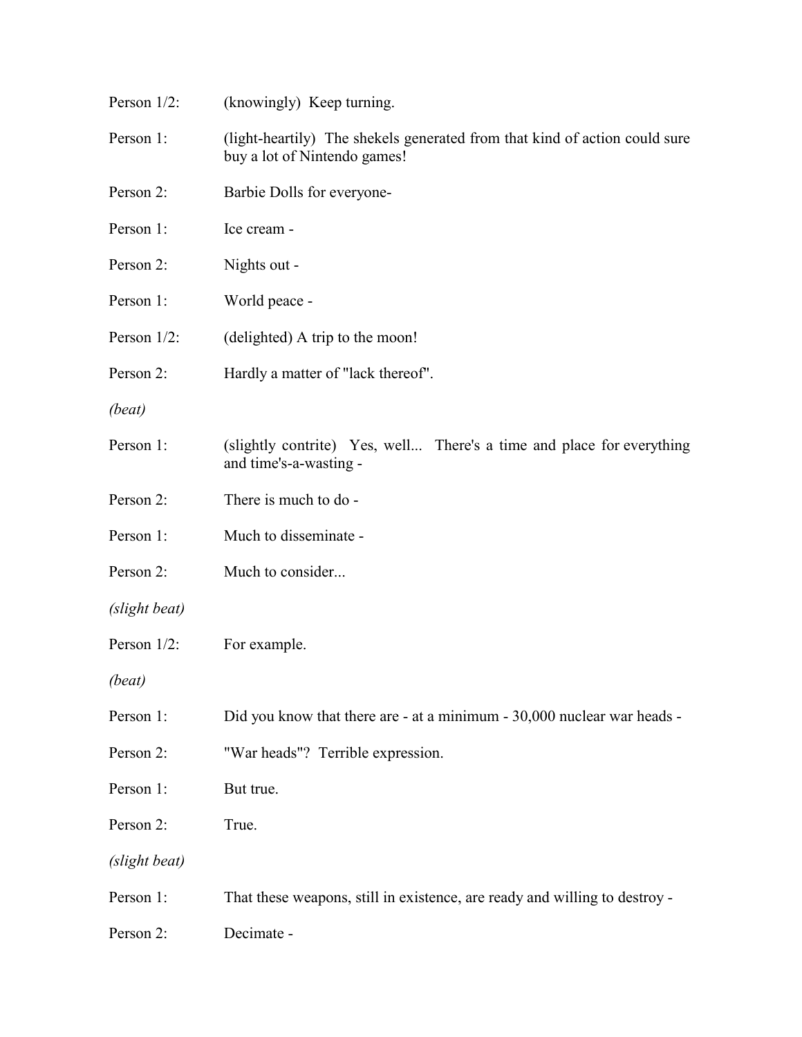Person 1/2: (knowingly) Keep turning.

Person 1: (light-heartily) The shekels generated from that kind of action could sure buy a lot of Nintendo games!

Person 2: Barbie Dolls for everyone-

Person 1: Ice cream -

Person 2: Nights out -

Person 1: World peace -

Person 1/2: (delighted) A trip to the moon!

Person 2: Hardly a matter of "lack thereof".

*(beat)*

Person 1: (slightly contrite) Yes, well... There's a time and place for everything and time's-a-wasting -

Person 2: There is much to do -

Person 1: Much to disseminate -

Person 2: Much to consider...

*(slight beat)*

Person 1/2: For example.

*(beat)*

Person 1: Did you know that there are - at a minimum - 30,000 nuclear war heads -

Person 2: "War heads"? Terrible expression.

Person 1: But true.

Person 2: True.

*(slight beat)*

Person 1: That these weapons, still in existence, are ready and willing to destroy -

Person 2: Decimate -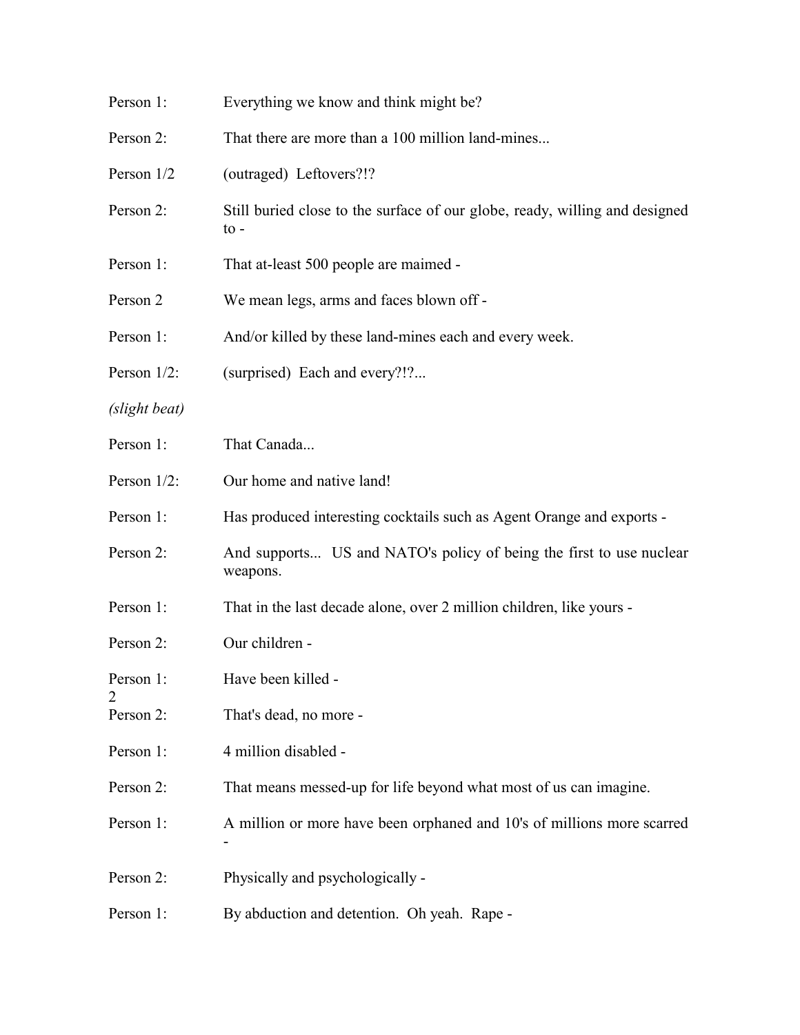Person 1: Everything we know and think might be?

Person 2: That there are more than a 100 million land-mines...

Person 1/2 (outraged) Leftovers?!?

Person 2: Still buried close to the surface of our globe, ready, willing and designed to -

Person 1: That at-least 500 people are maimed -

Person 2 We mean legs, arms and faces blown off -

Person 1: And/or killed by these land-mines each and every week.

Person 1/2: (surprised) Each and every?!?...

*(slight beat)*

Person 1: That Canada...

Person 1/2: Our home and native land!

Person 1: Has produced interesting cocktails such as Agent Orange and exports -

Person 2: And supports... US and NATO's policy of being the first to use nuclear weapons.

Person 1: That in the last decade alone, over 2 million children, like yours -

Person 2: Our children -

Person 1: Have been killed -

Person 2: That's dead, no more -

Person 1: 4 million disabled -

Person 2: That means messed-up for life beyond what most of us can imagine.

Person 1: A million or more have been orphaned and 10's of millions more scarred -

Person 2: Physically and psychologically -

Person 1: By abduction and detention. Oh yeah. Rape -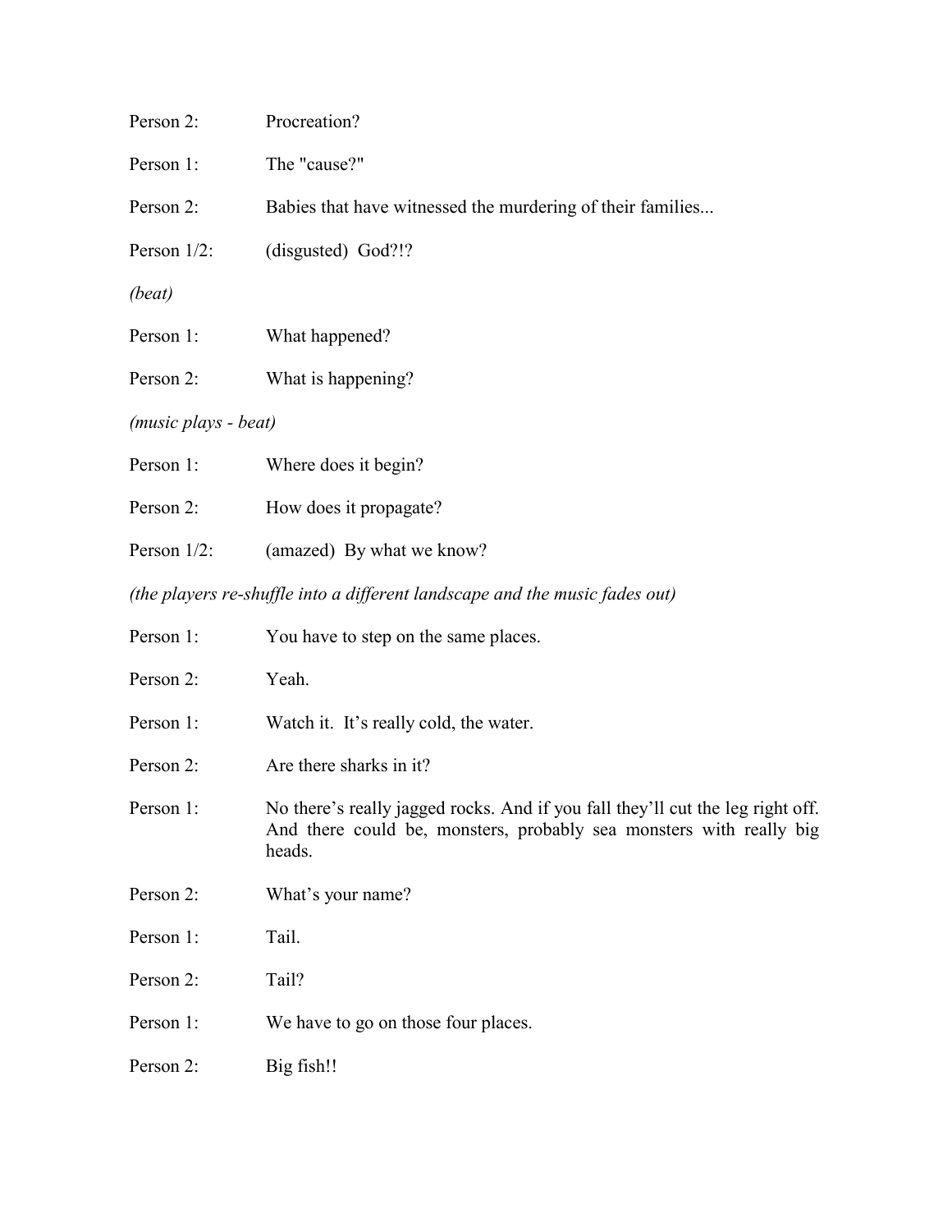Person 2: Procreation?

Person 1: The "cause?"

Person 2: Babies that have witnessed the murdering of their families...

Person 1/2: (disgusted) God?!?

*(beat)*

Person 1: What happened?

Person 2: What is happening?

*(music plays - beat)*

Person 1: Where does it begin?

Person 2: How does it propagate?

Person 1/2: (amazed) By what we know?

*(the players re-shuffle into a different landscape and the music fades out)*

Person 1: You have to step on the same places.

Person 2: Yeah.

Person 1: Watch it. It's really cold, the water.

Person 2: Are there sharks in it?

Person 1: No there's really jagged rocks. And if you fall they'll cut the leg right off. And there could be, monsters, probably sea monsters with really big heads.

Person 2: What's your name?

Person 1: Tail.

Person 2: Tail?

Person 1: We have to go on those four places.

Person 2: Big fish!!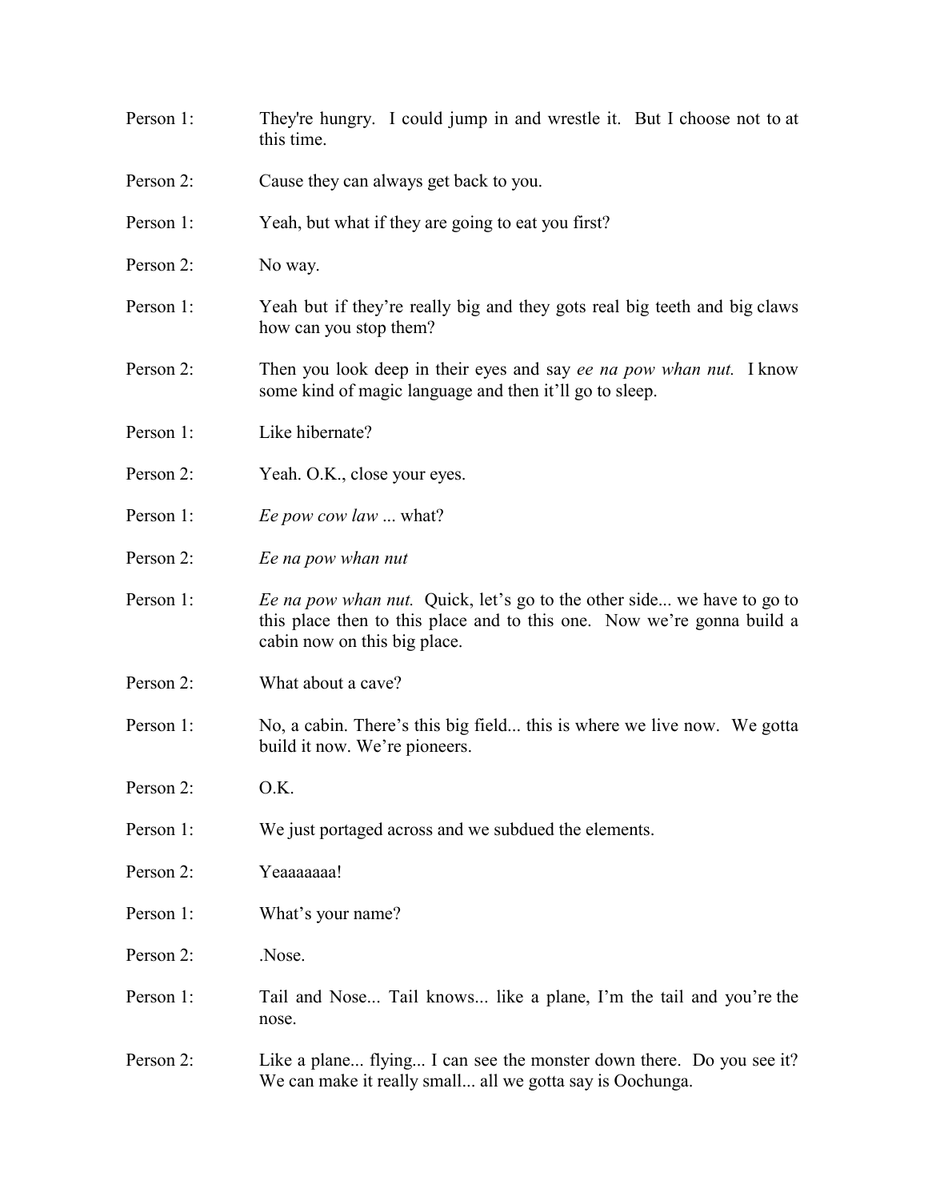Person 1: They're hungry. I could jump in and wrestle it. But I choose not to at this time.

Person 2: Cause they can always get back to you.

Person 1: Yeah, but what if they are going to eat you first?

Person 2: No way.

Person 1: Yeah but if they're really big and they gots real big teeth and big claws how can you stop them?

Person 2: Then you look deep in their eyes and say *ee na pow whan nut.* I know some kind of magic language and then it'll go to sleep.

Person 1: Like hibernate?

Person 2: Yeah. O.K., close your eyes.

Person 1: *Ee pow cow law* ... what?

Person 2: *Ee na pow whan nut*

Person 1: *Ee na pow whan nut.* Quick, let's go to the other side... we have to go to this place then to this place and to this one. Now we're gonna build a cabin now on this big place.

Person 2: What about a cave?

Person 1: No, a cabin. There's this big field... this is where we live now. We gotta build it now. We're pioneers.

Person 2: O.K.

Person 1: We just portaged across and we subdued the elements.

Person 2: Yeaaaaaaa!

Person 1: What's your name?

Person 2: .Nose.

Person 1: Tail and Nose... Tail knows... like a plane, I'm the tail and you're the nose.

Person 2: Like a plane... flying... I can see the monster down there. Do you see it? We can make it really small... all we gotta say is Oochunga.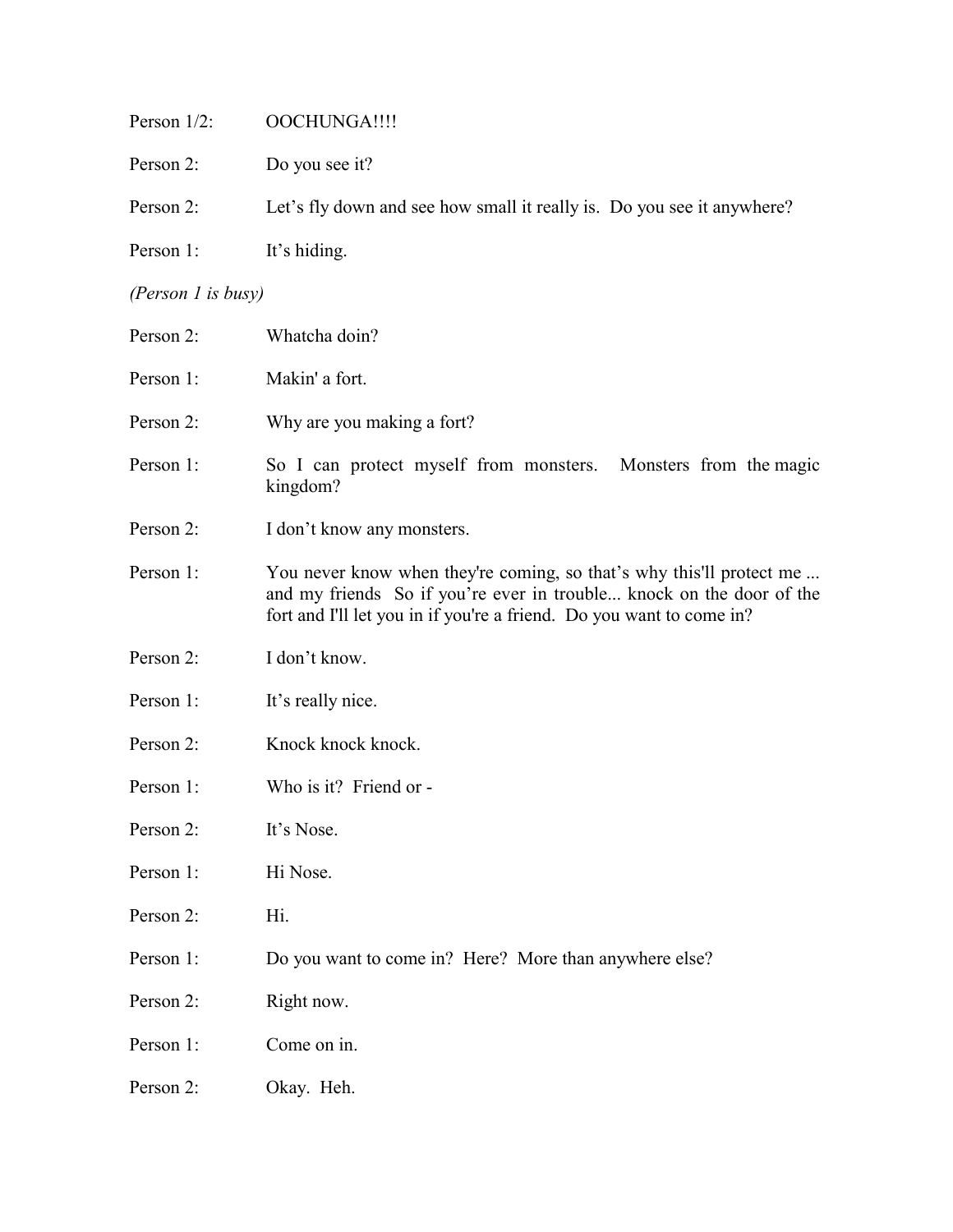Person 1/2: OOCHUNGA!!!!

Person 2: Do you see it?

Person 2: Let's fly down and see how small it really is. Do you see it anywhere?

Person 1: It's hiding.

*(Person 1 is busy)*

Person 2: Whatcha doin?

Person 1: Makin' a fort.

Person 2: Why are you making a fort?

Person 1: So I can protect myself from monsters. Monsters from the magic kingdom?

Person 2: I don't know any monsters.

Person 1: You never know when they're coming, so that's why this'll protect me ... and my friends So if you're ever in trouble... knock on the door of the fort and I'll let you in if you're a friend. Do you want to come in?

Person 2: I don't know.

Person 1: It's really nice.

Person 2: Knock knock knock.

Person 1: Who is it? Friend or -

Person 2: It's Nose.

Person 1: Hi Nose.

Person 2: Hi.

Person 1: Do you want to come in? Here? More than anywhere else?

Person 2: Right now.

Person 1: Come on in.

Person 2: Okay. Heh.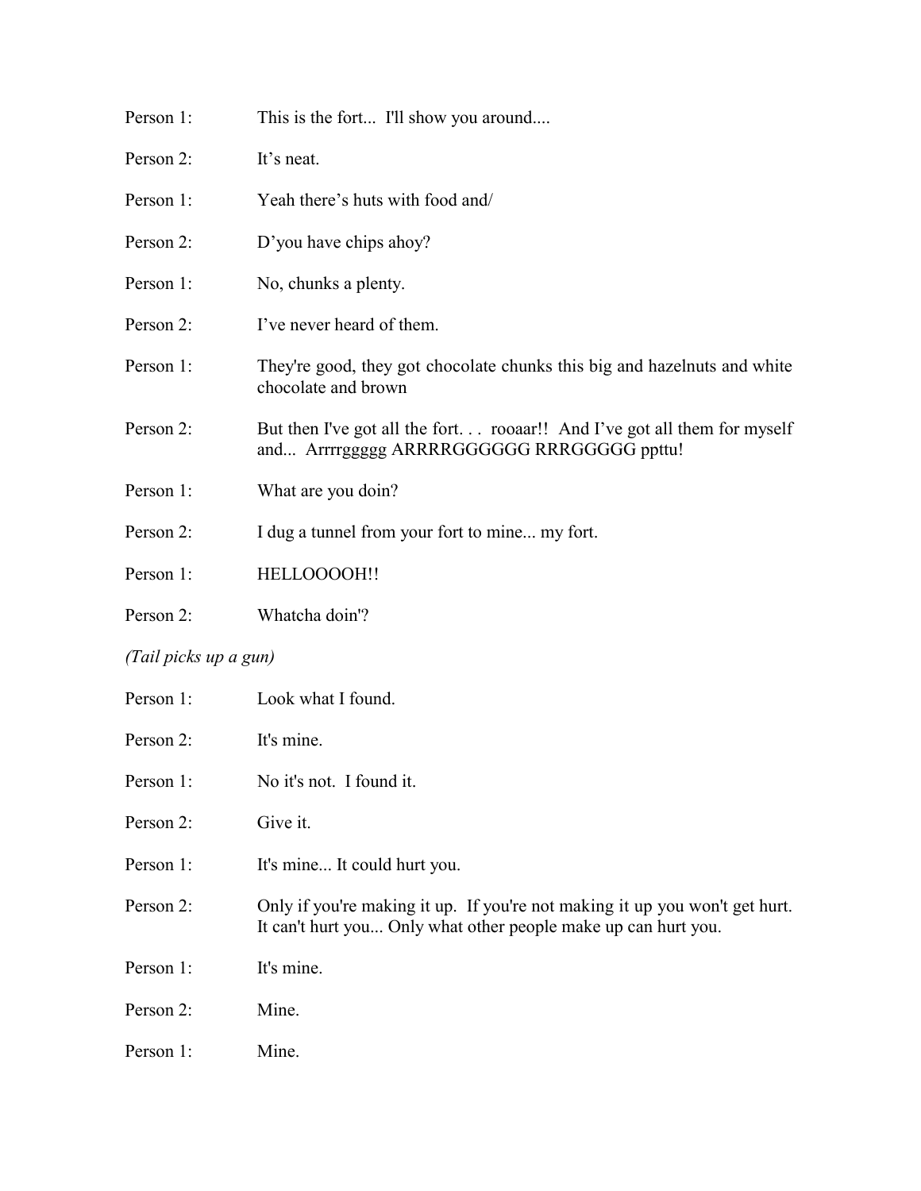Person 1: This is the fort... I'll show you around....

Person 2: It's neat.

Person 1: Yeah there's huts with food and/

Person 2: D'you have chips ahoy?

Person 1: No, chunks a plenty.

Person 2: I've never heard of them.

Person 1: They're good, they got chocolate chunks this big and hazelnuts and white chocolate and brown

Person 2: But then I've got all the fort. . . rooaar!! And I've got all them for myself and... Arrrrggggg ARRRRGGGGGG RRRGGGGG ppttu!

Person 1: What are you doin?

Person 2: I dug a tunnel from your fort to mine... my fort.

Person 1: HELLOOOOH!!

Person 2: Whatcha doin'?

*(Tail picks up a gun)*

Person 1: Look what I found.

Person 2: It's mine.

Person 1: No it's not. I found it.

Person 2: Give it.

Person 1: It's mine... It could hurt you.

Person 2: Only if you're making it up. If you're not making it up you won't get hurt. It can't hurt you... Only what other people make up can hurt you.

Person 1: It's mine.

Person 2: Mine.

Person 1: Mine.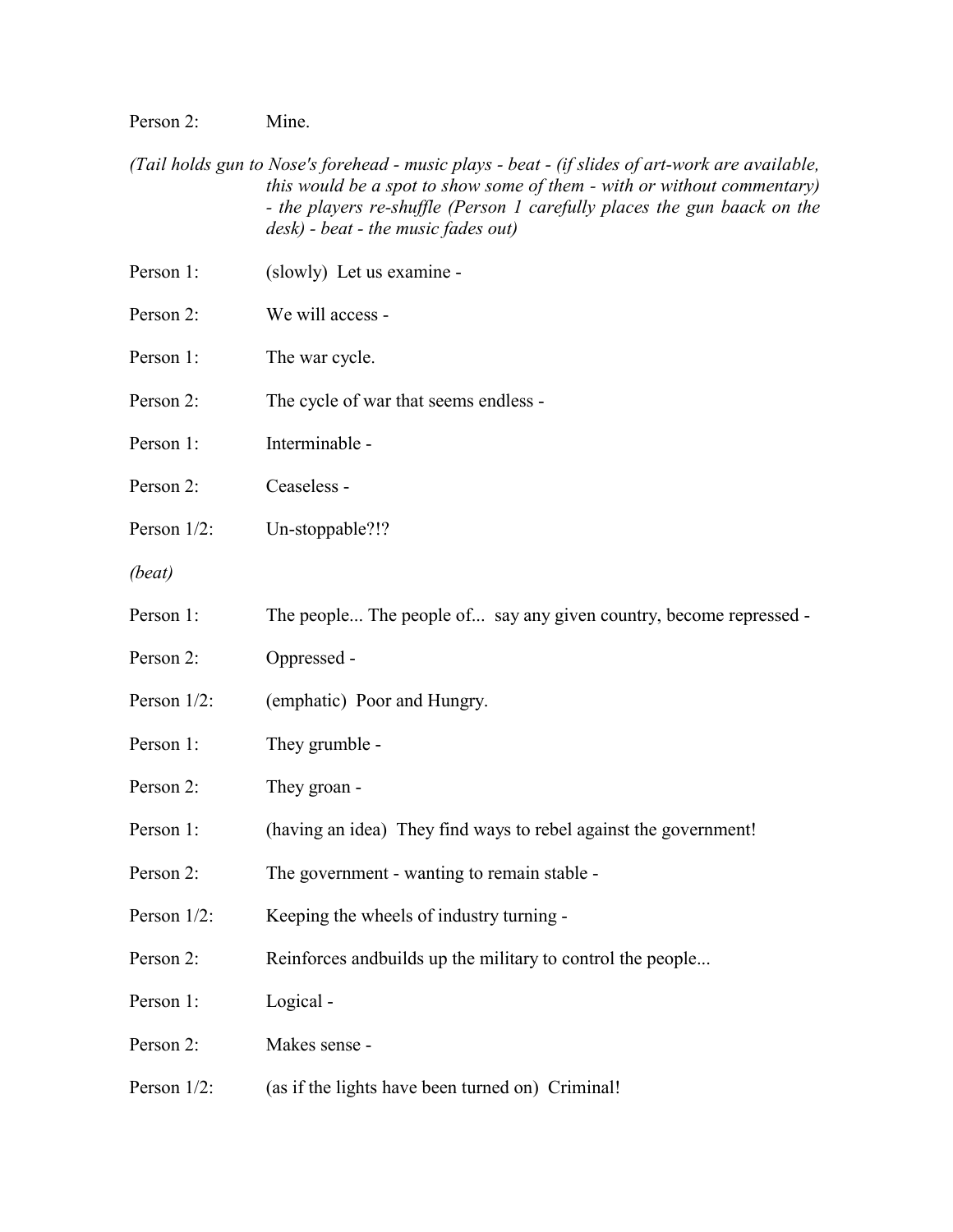Person 2: Mine.

*(Tail holds gun to Nose's forehead - music plays - beat - (if slides of art-work are available, this would be a spot to show some of them - with or without commentary) - the players re-shuffle (Person 1 carefully places the gun baack on the desk) - beat - the music fades out)*

Person 1: (slowly) Let us examine -

Person 2: We will access -

Person 1: The war cycle.

Person 2: The cycle of war that seems endless -

Person 1: Interminable -

Person 2: Ceaseless -

Person 1/2: Un-stoppable?!?

*(beat)*

Person 1: The people... The people of... say any given country, become repressed -

Person 2: Oppressed -

Person 1/2: (emphatic) Poor and Hungry.

Person 1: They grumble -

Person 2: They groan -

Person 1: (having an idea) They find ways to rebel against the government!

Person 2: The government - wanting to remain stable -

Person 1/2: Keeping the wheels of industry turning -

Person 2: Reinforces andbuilds up the military to control the people...

Person 1: Logical -

Person 2: Makes sense -

Person 1/2: (as if the lights have been turned on) Criminal!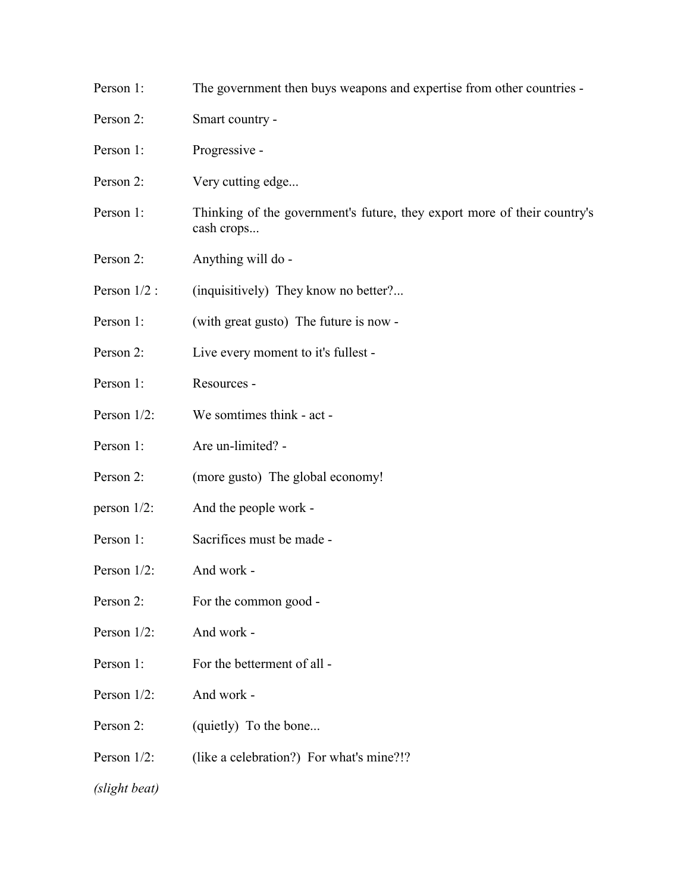Person 1: The government then buys weapons and expertise from other countries -

Person 2: Smart country -

Person 1: Progressive -

Person 2: Very cutting edge...

Person 1: Thinking of the government's future, they export more of their country's cash crops...

Person 2: Anything will do -

Person 1/2 : (inquisitively) They know no better?...

Person 1: (with great gusto) The future is now -

Person 2: Live every moment to it's fullest -

Person 1: Resources -

Person 1/2: We somtimes think - act -

Person 1: Are un-limited? -

Person 2: (more gusto) The global economy!

person 1/2: And the people work -

Person 1: Sacrifices must be made -

Person 1/2: And work -

Person 2: For the common good -

Person 1/2: And work -

Person 1: For the betterment of all -

Person 1/2: And work -

Person 2: (quietly) To the bone...

Person 1/2: (like a celebration?) For what's mine?!?

*(slight beat)*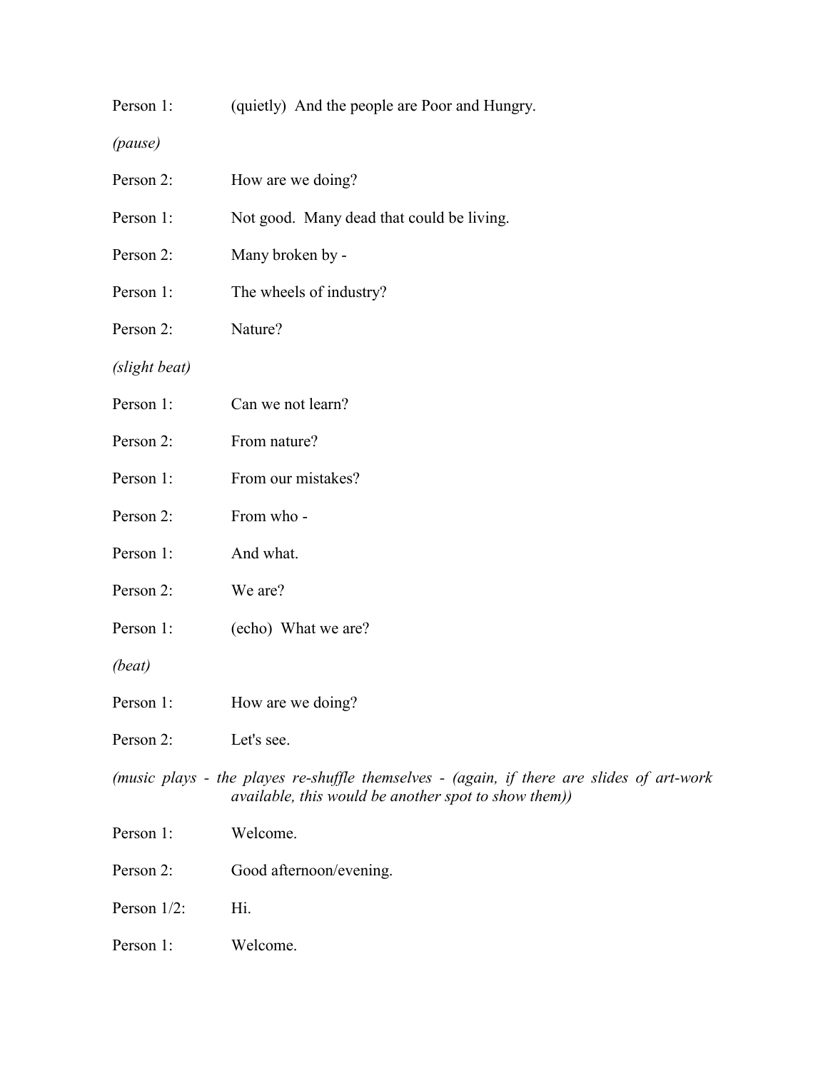Person 1: (quietly) And the people are Poor and Hungry.

*(pause)*

Person 2: How are we doing?

Person 1: Not good. Many dead that could be living.

Person 2: Many broken by -

Person 1: The wheels of industry?

Person 2: Nature?

*(slight beat)*

Person 1: Can we not learn?

Person 2: From nature?

Person 1: From our mistakes?

Person 2: From who -

Person 1: And what.

Person 2: We are?

Person 1: (echo) What we are?

*(beat)*

Person 1: How are we doing?

Person 2: Let's see.

*(music plays - the playes re-shuffle themselves - (again, if there are slides of art-work available, this would be another spot to show them))*

Person 1: Welcome.

Person 2: Good afternoon/evening.

Person 1/2: Hi.

Person 1: Welcome.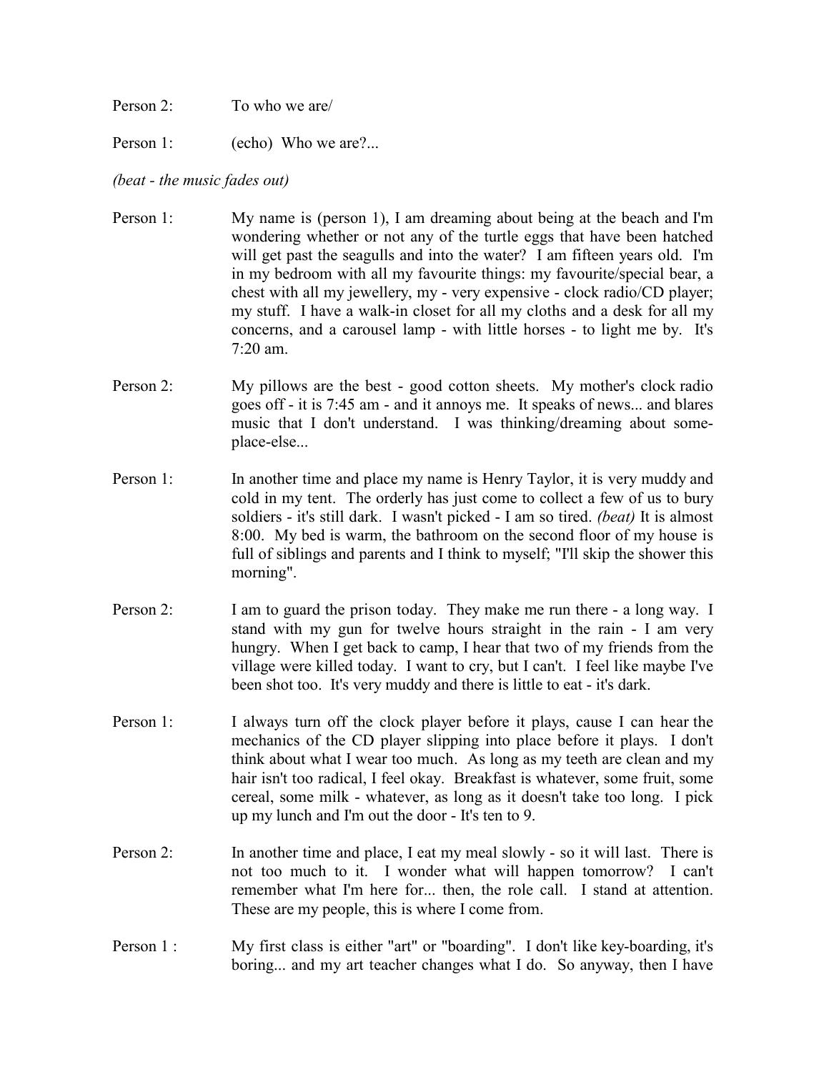Person 2: To who we are/

Person 1: (echo) Who we are?...

*(beat - the music fades out)*

Person 1: My name is (person 1), I am dreaming about being at the beach and I'm wondering whether or not any of the turtle eggs that have been hatched will get past the seagulls and into the water? I am fifteen years old. I'm in my bedroom with all my favourite things: my favourite/special bear, a chest with all my jewellery, my - very expensive - clock radio/CD player; my stuff. I have a walk-in closet for all my cloths and a desk for all my concerns, and a carousel lamp - with little horses - to light me by. It's 7:20 am.

Person 2: My pillows are the best - good cotton sheets. My mother's clock radio goes off - it is 7:45 am - and it annoys me. It speaks of news... and blares music that I don't understand. I was thinking/dreaming about some-place-else...

Person 1: In another time and place my name is Henry Taylor, it is very muddy and cold in my tent. The orderly has just come to collect a few of us to bury soldiers - it's still dark. I wasn't picked - I am so tired. *(beat)* It is almost 8:00. My bed is warm, the bathroom on the second floor of my house is full of siblings and parents and I think to myself; "I'll skip the shower this morning".

Person 2: I am to guard the prison today. They make me run there - a long way. I stand with my gun for twelve hours straight in the rain - I am very hungry. When I get back to camp, I hear that two of my friends from the village were killed today. I want to cry, but I can't. I feel like maybe I've been shot too. It's very muddy and there is little to eat - it's dark.

Person 1: I always turn off the clock player before it plays, cause I can hear the mechanics of the CD player slipping into place before it plays. I don't think about what I wear too much. As long as my teeth are clean and my hair isn't too radical, I feel okay. Breakfast is whatever, some fruit, some cereal, some milk - whatever, as long as it doesn't take too long. I pick up my lunch and I'm out the door - It's ten to 9.

Person 2: In another time and place, I eat my meal slowly - so it will last. There is not too much to it. I wonder what will happen tomorrow? I can't remember what I'm here for... then, the role call. I stand at attention. These are my people, this is where I come from.

Person 1 : My first class is either "art" or "boarding". I don't like key-boarding, it's boring... and my art teacher changes what I do. So anyway, then I have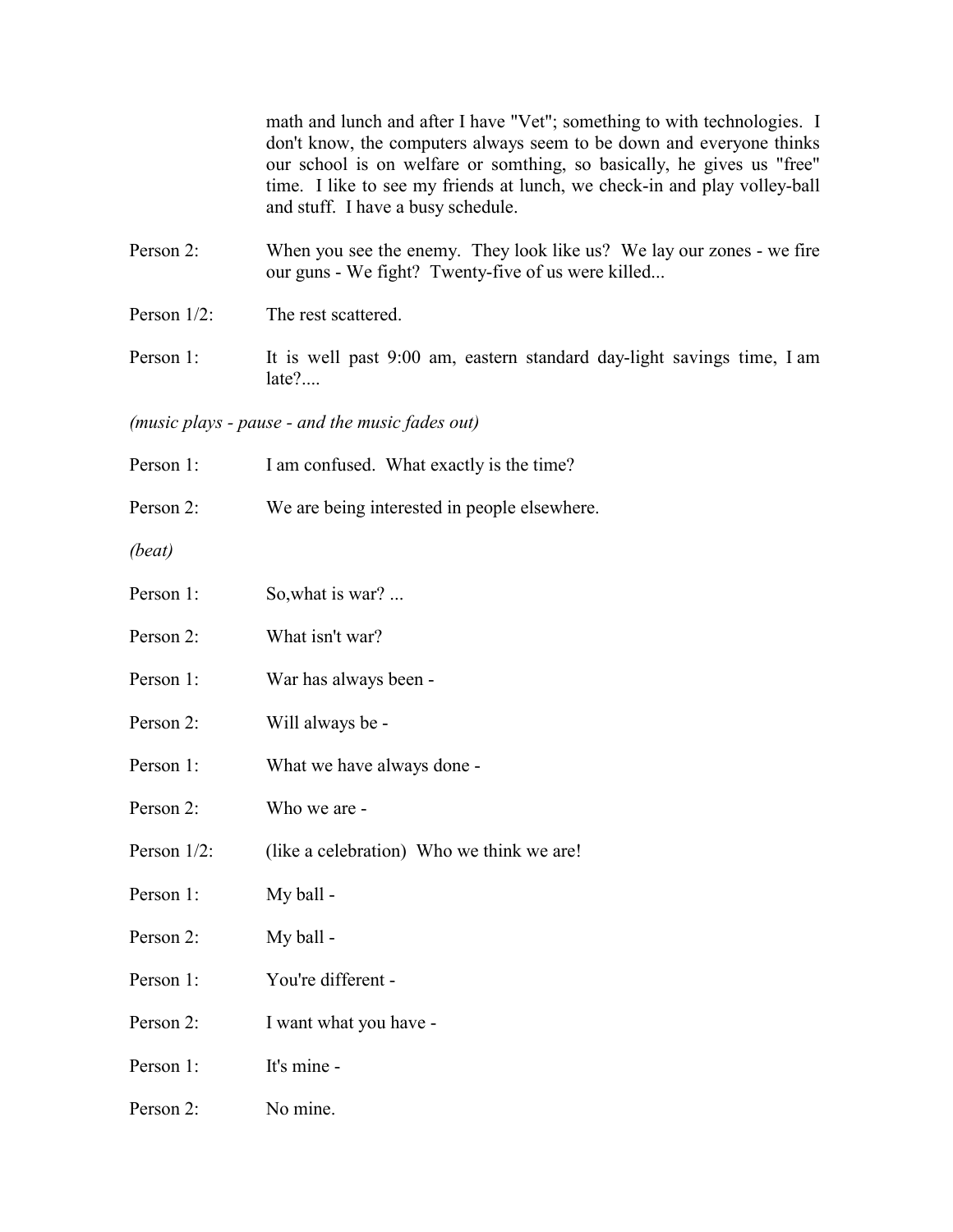math and lunch and after I have "Vet"; something to with technologies. I don't know, the computers always seem to be down and everyone thinks our school is on welfare or somthing, so basically, he gives us "free" time. I like to see my friends at lunch, we check-in and play volley-ball and stuff. I have a busy schedule.

Person 2: When you see the enemy. They look like us? We lay our zones - we fire our guns - We fight? Twenty-five of us were killed...

Person 1/2: The rest scattered.

Person 1: It is well past 9:00 am, eastern standard day-light savings time, I am late?....

*(music plays - pause - and the music fades out)*

Person 1: I am confused. What exactly is the time?

Person 2: We are being interested in people elsewhere.

*(beat)*

Person 1: So,what is war? ...

Person 2: What isn't war?

Person 1: War has always been -

Person 2: Will always be -

Person 1: What we have always done -

Person 2: Who we are -

Person 1/2: (like a celebration) Who we think we are!

Person 1: My ball -

Person 2: My ball -

Person 1: You're different -

Person 2: I want what you have -

Person 1: It's mine -

Person 2: No mine.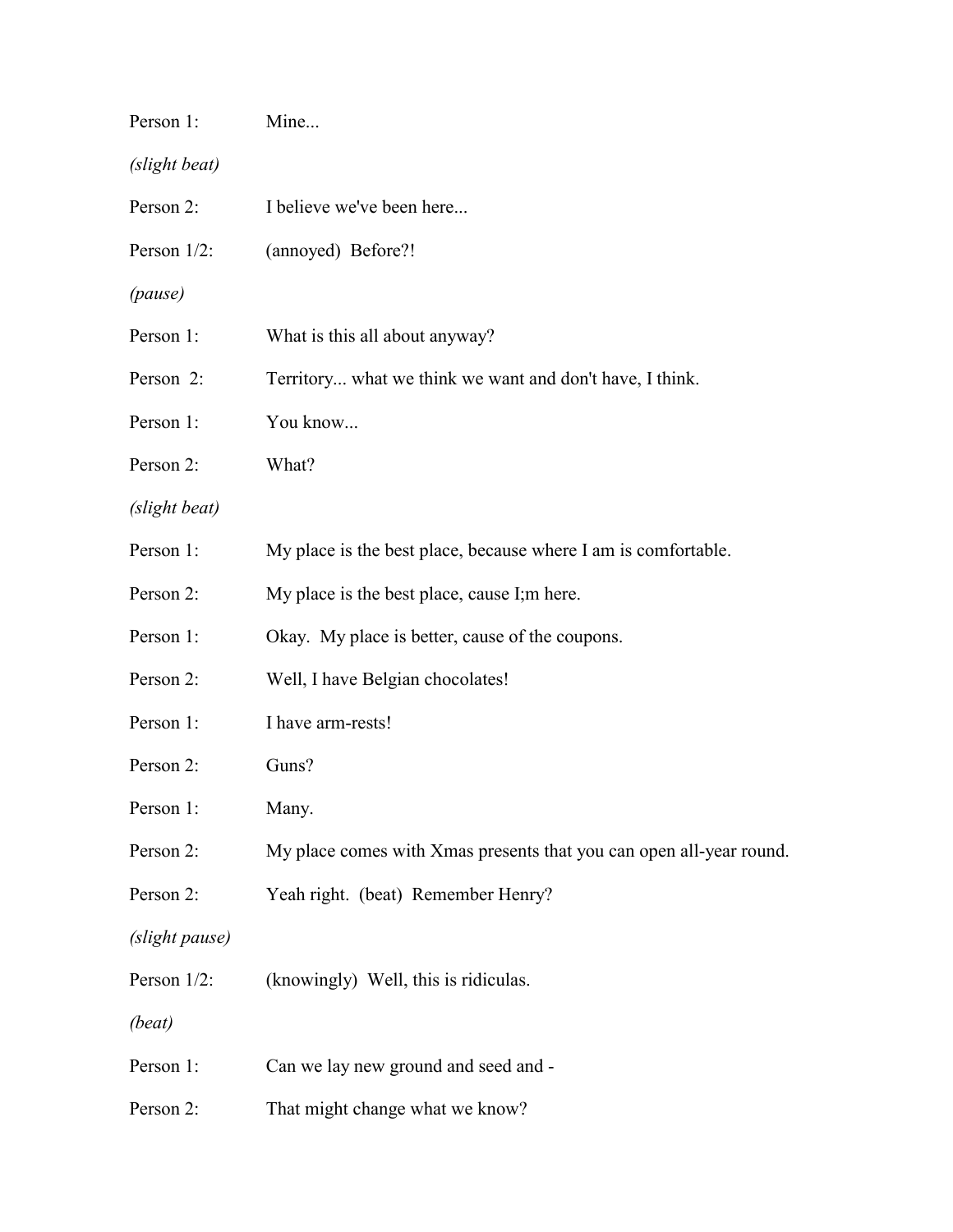Person 1: Mine...

*(slight beat)*

Person 2: I believe we've been here...

Person 1/2: (annoyed) Before?!

*(pause)*

Person 1: What is this all about anyway?

Person 2: Territory... what we think we want and don't have, I think.

Person 1: You know...

Person 2: What?

*(slight beat)*

Person 1: My place is the best place, because where I am is comfortable.

Person 2: My place is the best place, cause I;m here.

Person 1: Okay. My place is better, cause of the coupons.

Person 2: Well, I have Belgian chocolates!

Person 1: I have arm-rests!

Person 2: Guns?

Person 1: Many.

Person 2: My place comes with Xmas presents that you can open all-year round.

Person 2: Yeah right. (beat) Remember Henry?

*(slight pause)*

Person 1/2: (knowingly) Well, this is ridiculas.

*(beat)*

Person 1: Can we lay new ground and seed and -

Person 2: That might change what we know?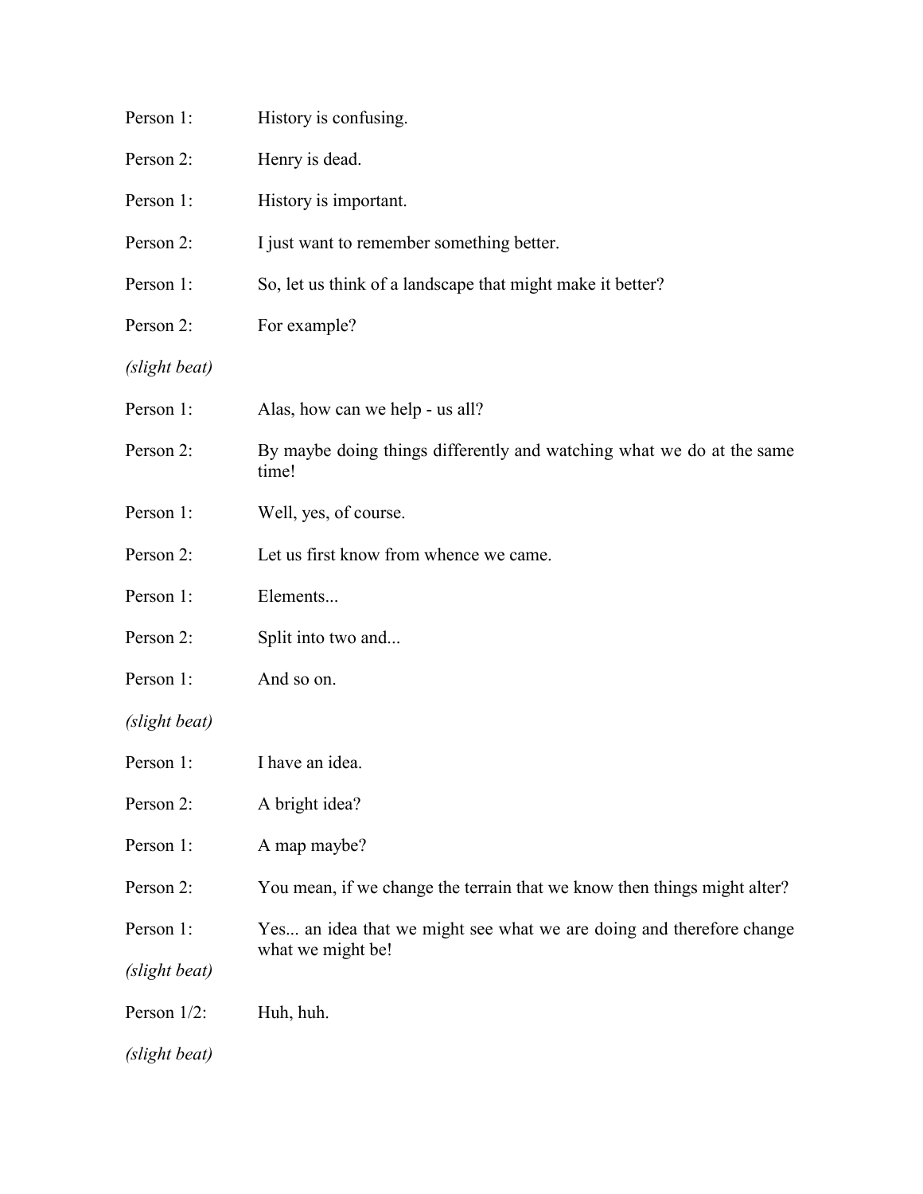Person 1: History is confusing.

Person 2: Henry is dead.

Person 1: History is important.

Person 2: I just want to remember something better.

Person 1: So, let us think of a landscape that might make it better?

Person 2: For example?

*(slight beat)*

Person 1: Alas, how can we help - us all?

Person 2: By maybe doing things differently and watching what we do at the same time!

Person 1: Well, yes, of course.

Person 2: Let us first know from whence we came.

Person 1: Elements...

Person 2: Split into two and...

Person 1: And so on.

*(slight beat)*

Person 1: I have an idea.

Person 2: A bright idea?

Person 1: A map maybe?

Person 2: You mean, if we change the terrain that we know then things might alter?

Person 1: Yes... an idea that we might see what we are doing and therefore change what we might be!

*(slight beat)*

Person 1/2: Huh, huh.

*(slight beat)*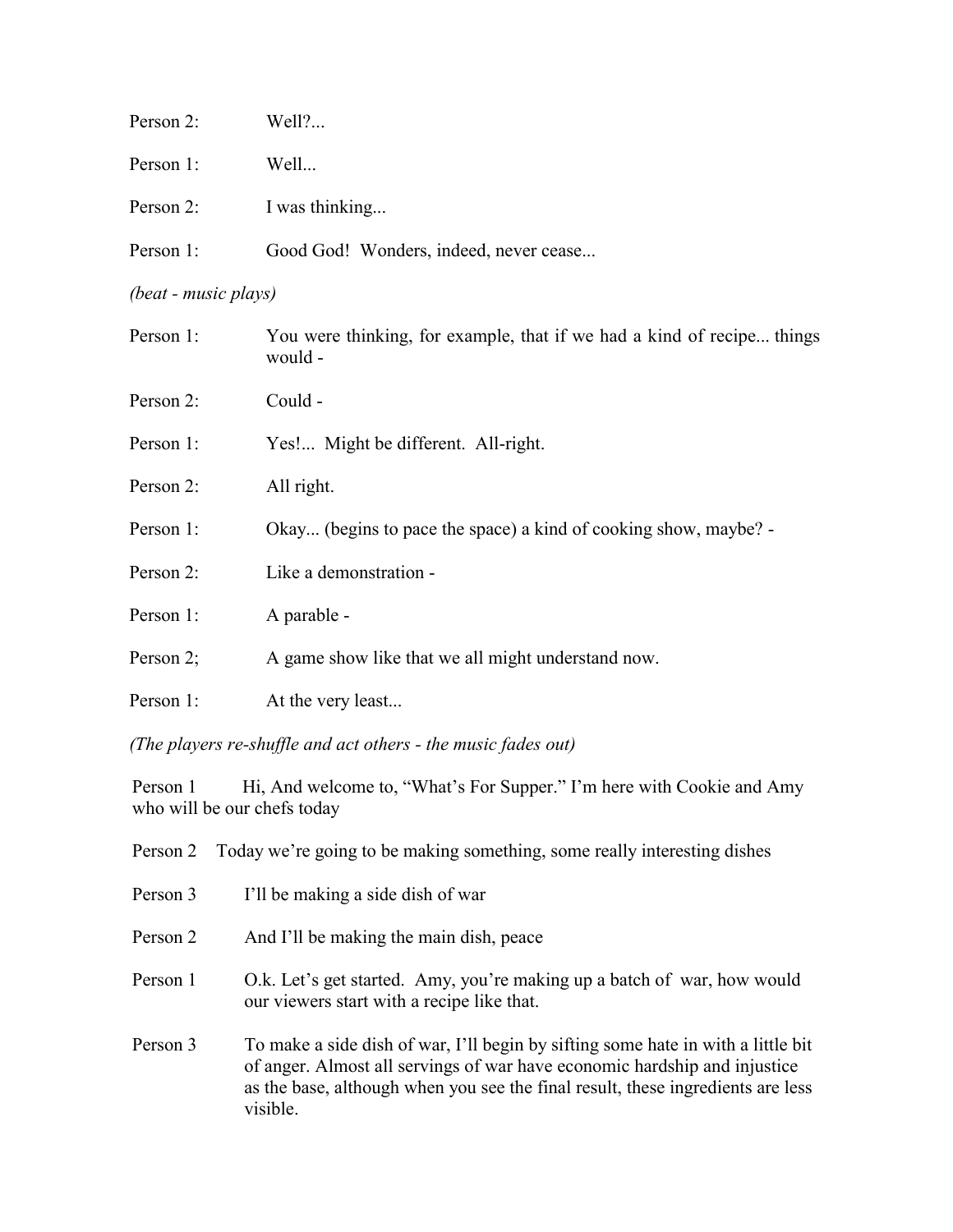Person 2: Well?...

Person 1: Well...

Person 2: I was thinking...

Person 1: Good God! Wonders, indeed, never cease...

*(beat - music plays)*

Person 1: You were thinking, for example, that if we had a kind of recipe... things would -

Person 2: Could -

Person 1: Yes!... Might be different. All-right.

Person 2: All right.

Person 1: Okay... (begins to pace the space) a kind of cooking show, maybe? -

Person 2: Like a demonstration -

Person 1: A parable -

Person 2; A game show like that we all might understand now.

Person 1: At the very least...

*(The players re-shuffle and act others - the music fades out)*

Person 1 Hi, And welcome to, "What's For Supper." I'm here with Cookie and Amy who will be our chefs today

Person 2 Today we're going to be making something, some really interesting dishes

Person 3 I'll be making a side dish of war

Person 2 And I'll be making the main dish, peace

Person 1 O.k. Let's get started. Amy, you're making up a batch of war, how would our viewers start with a recipe like that.

Person 3 To make a side dish of war, I'll begin by sifting some hate in with a little bit of anger. Almost all servings of war have economic hardship and injustice as the base, although when you see the final result, these ingredients are less visible.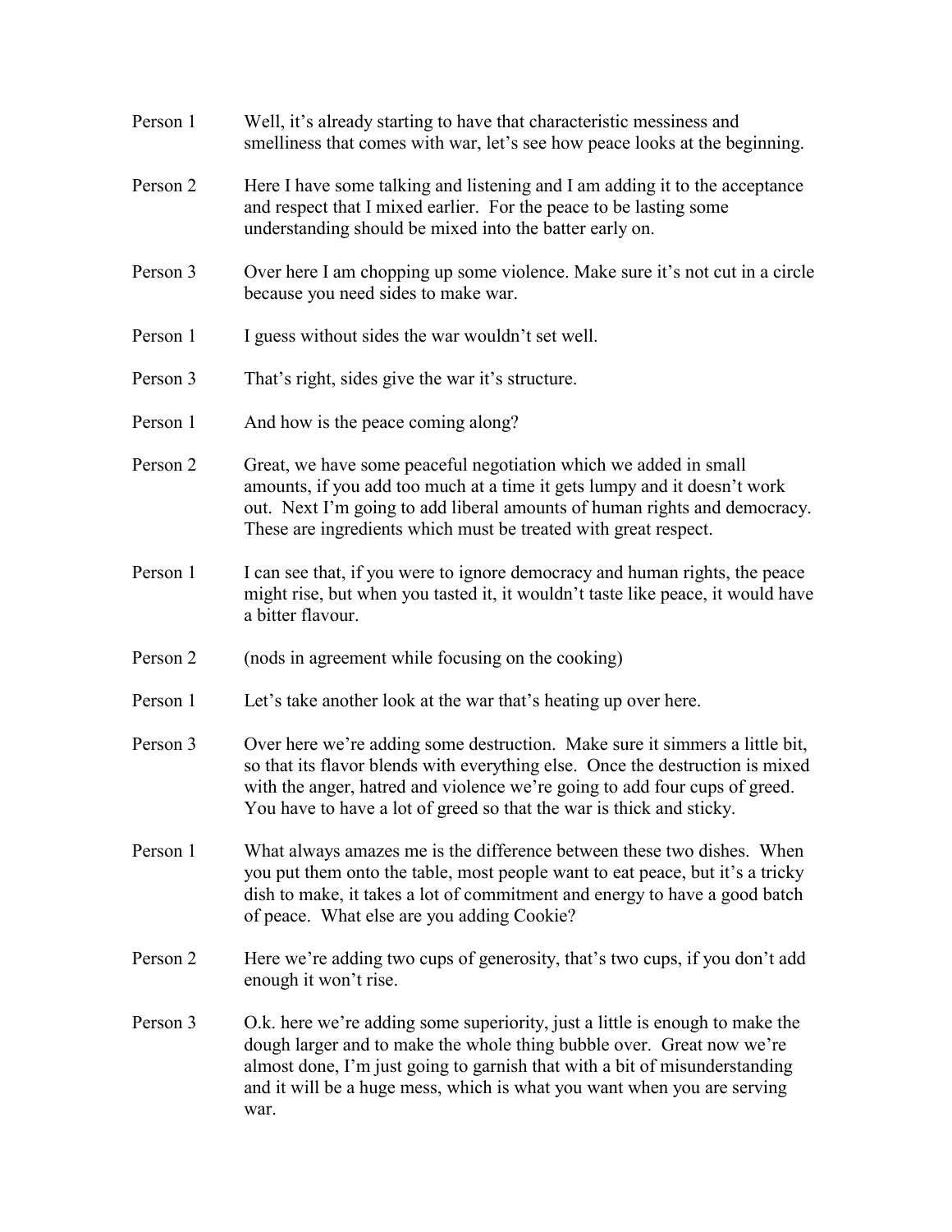| | |
|---|---|
| Person 1 | Well, it's already starting to have that characteristic messiness and smelliness that comes with war, let's see how peace looks at the beginning. |
| Person 2 | Here I have some talking and listening and I am adding it to the acceptance and respect that I mixed earlier. For the peace to be lasting some understanding should be mixed into the batter early on. |
| Person 3 | Over here I am chopping up some violence. Make sure it's not cut in a circle because you need sides to make war. |
| Person 1 | I guess without sides the war wouldn't set well. |
| Person 3 | That's right, sides give the war it's structure. |
| Person 1 | And how is the peace coming along? |
| Person 2 | Great, we have some peaceful negotiation which we added in small amounts, if you add too much at a time it gets lumpy and it doesn't work out. Next I'm going to add liberal amounts of human rights and democracy. These are ingredients which must be treated with great respect. |
| Person 1 | I can see that, if you were to ignore democracy and human rights, the peace might rise, but when you tasted it, it wouldn't taste like peace, it would have a bitter flavour. |
| Person 2 | (nods in agreement while focusing on the cooking) |
| Person 1 | Let's take another look at the war that's heating up over here. |
| Person 3 | Over here we're adding some destruction. Make sure it simmers a little bit, so that its flavor blends with everything else. Once the destruction is mixed with the anger, hatred and violence we're going to add four cups of greed. You have to have a lot of greed so that the war is thick and sticky. |
| Person 1 | What always amazes me is the difference between these two dishes. When you put them onto the table, most people want to eat peace, but it's a tricky dish to make, it takes a lot of commitment and energy to have a good batch of peace. What else are you adding Cookie? |
| Person 2 | Here we're adding two cups of generosity, that's two cups, if you don't add enough it won't rise. |
| Person 3 | O.k. here we're adding some superiority, just a little is enough to make the dough larger and to make the whole thing bubble over. Great now we're almost done, I'm just going to garnish that with a bit of misunderstanding and it will be a huge mess, which is what you want when you are serving war. |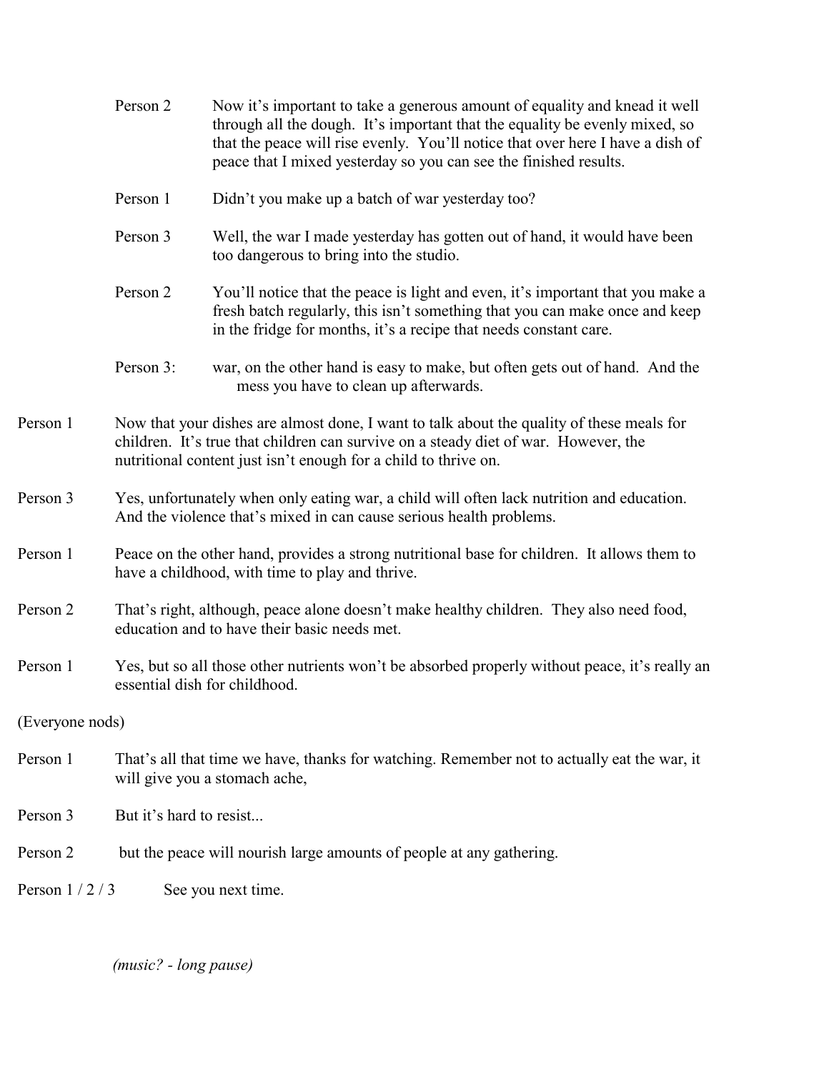Person 2 Now it's important to take a generous amount of equality and knead it well through all the dough. It's important that the equality be evenly mixed, so that the peace will rise evenly. You'll notice that over here I have a dish of peace that I mixed yesterday so you can see the finished results.

Person 1 Didn't you make up a batch of war yesterday too?

Person 3 Well, the war I made yesterday has gotten out of hand, it would have been too dangerous to bring into the studio.

Person 2 You'll notice that the peace is light and even, it's important that you make a fresh batch regularly, this isn't something that you can make once and keep in the fridge for months, it's a recipe that needs constant care.

Person 3: war, on the other hand is easy to make, but often gets out of hand. And the mess you have to clean up afterwards.

Person 1 Now that your dishes are almost done, I want to talk about the quality of these meals for children. It's true that children can survive on a steady diet of war. However, the nutritional content just isn't enough for a child to thrive on.

Person 3 Yes, unfortunately when only eating war, a child will often lack nutrition and education. And the violence that's mixed in can cause serious health problems.

Person 1 Peace on the other hand, provides a strong nutritional base for children. It allows them to have a childhood, with time to play and thrive.

Person 2 That's right, although, peace alone doesn't make healthy children. They also need food, education and to have their basic needs met.

Person 1 Yes, but so all those other nutrients won't be absorbed properly without peace, it's really an essential dish for childhood.

(Everyone nods)

Person 1 That's all that time we have, thanks for watching. Remember not to actually eat the war, it will give you a stomach ache,

Person 3 But it's hard to resist...

Person 2 but the peace will nourish large amounts of people at any gathering.

Person 1 / 2 / 3 See you next time.

*(music? - long pause)*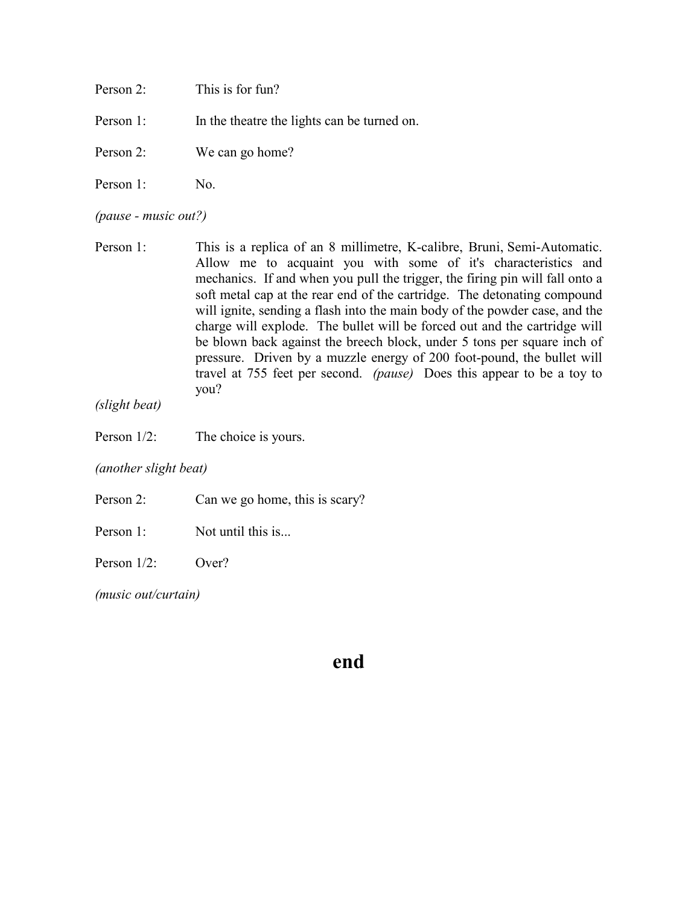Person 2: This is for fun?

Person 1: In the theatre the lights can be turned on.

Person 2: We can go home?

Person 1: No.

*(pause - music out?)*

Person 1: This is a replica of an 8 millimetre, K-calibre, Bruni, Semi-Automatic. Allow me to acquaint you with some of it's characteristics and mechanics. If and when you pull the trigger, the firing pin will fall onto a soft metal cap at the rear end of the cartridge. The detonating compound will ignite, sending a flash into the main body of the powder case, and the charge will explode. The bullet will be forced out and the cartridge will be blown back against the breech block, under 5 tons per square inch of pressure. Driven by a muzzle energy of 200 foot-pound, the bullet will travel at 755 feet per second. *(pause)* Does this appear to be a toy to you?

*(slight beat)*

Person 1/2: The choice is yours.

*(another slight beat)*

Person 2: Can we go home, this is scary?

Person 1: Not until this is...

Person 1/2: Over?

*(music out/curtain)*

# end